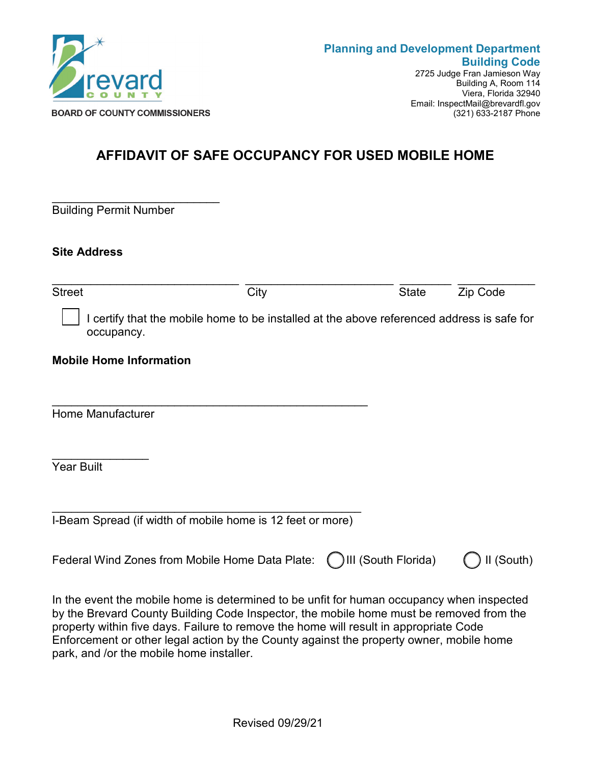**Brevard County**

**BOARD OF COUNTY COMMISSIONERS**

**Planning and Development Department**
**Building Code**
2725 Judge Fran Jamieson Way
Building A, Room 114
Viera, Florida 32940
Email: InspectMail@brevardfl.gov
(321) 633-2187 Phone

# AFFIDAVIT OF SAFE OCCUPANCY FOR USED MOBILE HOME

___________________________
Building Permit Number

**Site Address**

______________________________ ________________________ ________ ____________
Street City State Zip Code

☐ I certify that the mobile home to be installed at the above referenced address is safe for occupancy.

**Mobile Home Information**

__________________________________________________
Home Manufacturer

_______________
Year Built

__________________________________________________
I-Beam Spread (if width of mobile home is 12 feet or more)

Federal Wind Zones from Mobile Home Data Plate: ◯ III (South Florida) ◯ II (South)

In the event the mobile home is determined to be unfit for human occupancy when inspected by the Brevard County Building Code Inspector, the mobile home must be removed from the property within five days. Failure to remove the home will result in appropriate Code Enforcement or other legal action by the County against the property owner, mobile home park, and /or the mobile home installer.

Revised 09/29/21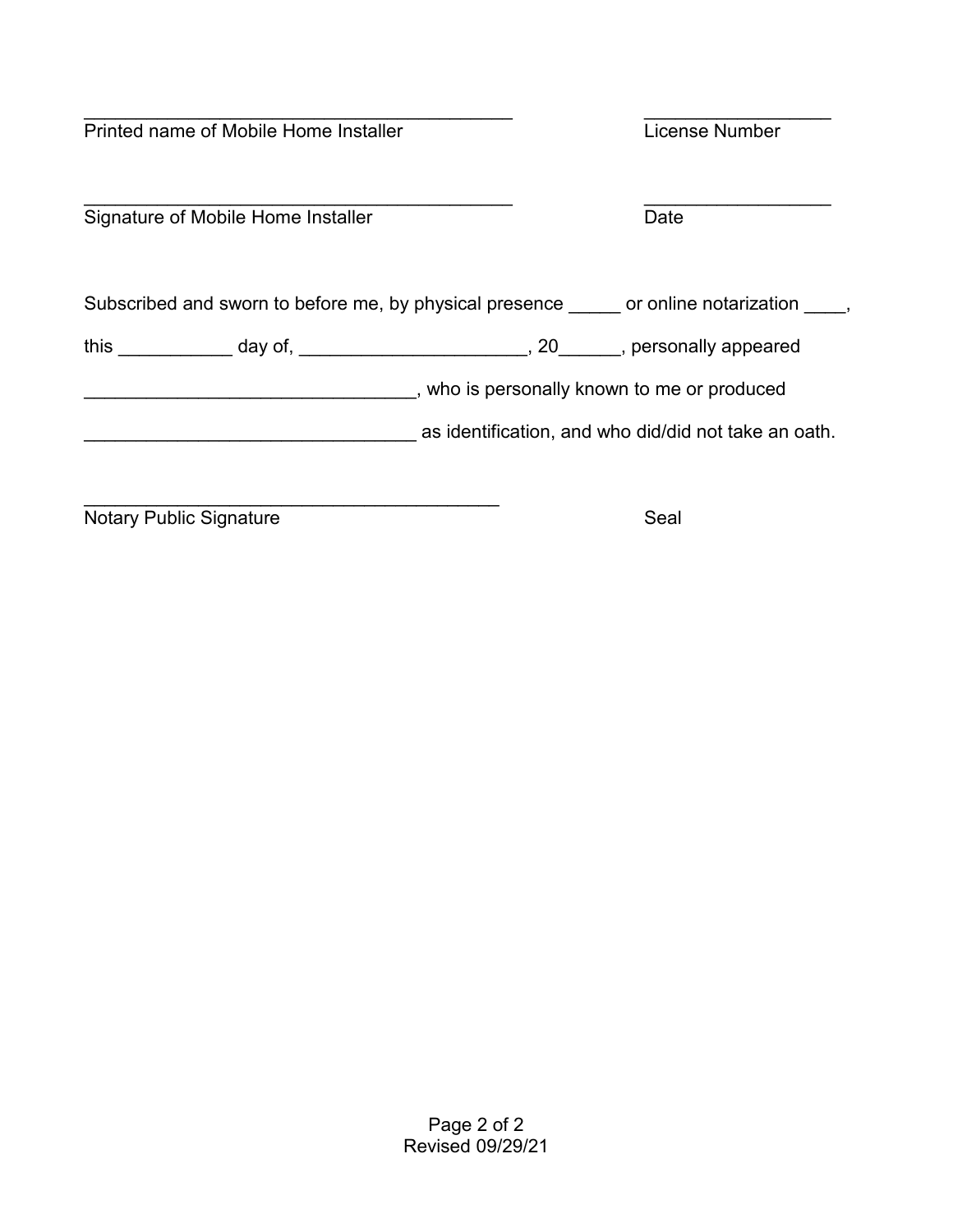\_\_\_\_\_\_\_\_\_\_\_\_\_\_\_\_\_\_\_\_\_\_\_\_\_\_\_\_\_\_\_\_\_\_\_\_\_\_\_\_ \_\_\_\_\_\_\_\_\_\_\_\_\_\_\_\_\_\_

Printed name of Mobile Home Installer License Number

\_\_\_\_\_\_\_\_\_\_\_\_\_\_\_\_\_\_\_\_\_\_\_\_\_\_\_\_\_\_\_\_\_\_\_\_\_\_\_\_ \_\_\_\_\_\_\_\_\_\_\_\_\_\_\_\_\_\_

Signature of Mobile Home Installer Date

Subscribed and sworn to before me, by physical presence _____ or online notarization ____,

this ___________ day of, ______________________, 20______, personally appeared

________________________________, who is personally known to me or produced

________________________________ as identification, and who did/did not take an oath.

\_\_\_\_\_\_\_\_\_\_\_\_\_\_\_\_\_\_\_\_\_\_\_\_\_\_\_\_\_\_\_\_\_\_\_\_\_\_\_\_

Notary Public Signature Seal

Revised 09/29/21